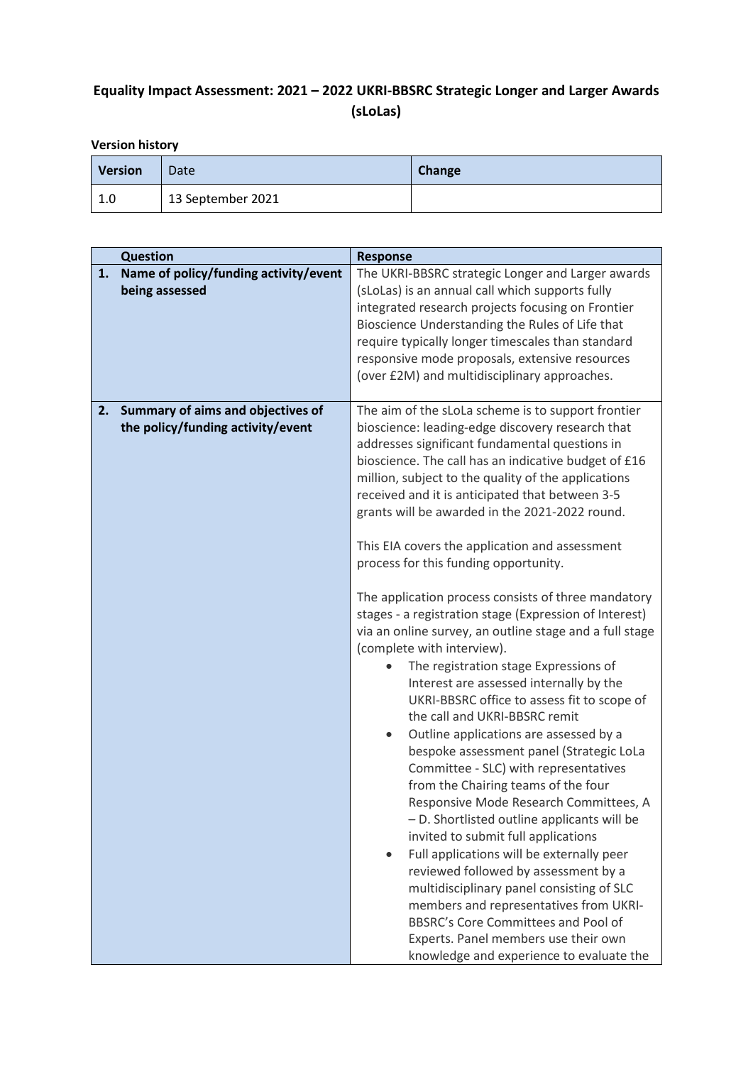# Equality Impact Assessment: 2021 – 2022 UKRI-BBSRC Strategic Longer and Larger Awards (sLoLas)

**Version history**

| Version | Date | Change |
|---|---|---|
| 1.0 | 13 September 2021 | |

| Question | Response |
|---|---|
| **1. Name of policy/funding activity/event being assessed** | The UKRI-BBSRC strategic Longer and Larger awards (sLoLas) is an annual call which supports fully integrated research projects focusing on Frontier Bioscience Understanding the Rules of Life that require typically longer timescales than standard responsive mode proposals, extensive resources (over £2M) and multidisciplinary approaches. |
| **2. Summary of aims and objectives of the policy/funding activity/event** | The aim of the sLoLa scheme is to support frontier bioscience: leading-edge discovery research that addresses significant fundamental questions in bioscience. The call has an indicative budget of £16 million, subject to the quality of the applications received and it is anticipated that between 3-5 grants will be awarded in the 2021-2022 round.<br><br>This EIA covers the application and assessment process for this funding opportunity.<br><br>The application process consists of three mandatory stages - a registration stage (Expression of Interest) via an online survey, an outline stage and a full stage (complete with interview).<br>• The registration stage Expressions of Interest are assessed internally by the UKRI-BBSRC office to assess fit to scope of the call and UKRI-BBSRC remit<br>• Outline applications are assessed by a bespoke assessment panel (Strategic LoLa Committee - SLC) with representatives from the Chairing teams of the four Responsive Mode Research Committees, A – D. Shortlisted outline applicants will be invited to submit full applications<br>• Full applications will be externally peer reviewed followed by assessment by a multidisciplinary panel consisting of SLC members and representatives from UKRI-BBSRC's Core Committees and Pool of Experts. Panel members use their own knowledge and experience to evaluate the |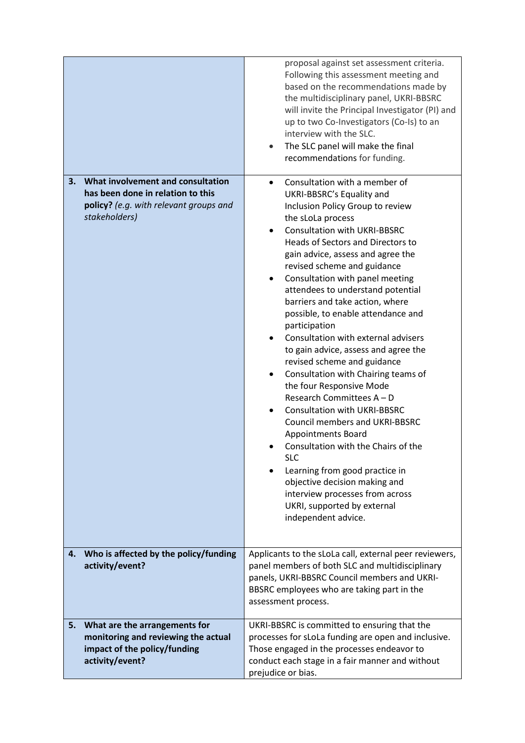| | |
|---|---|
| | <ul><li>proposal against set assessment criteria. Following this assessment meeting and based on the recommendations made by the multidisciplinary panel, UKRI-BBSRC will invite the Principal Investigator (PI) and up to two Co-Investigators (Co-Is) to an interview with the SLC.</li><li>The SLC panel will make the final recommendations for funding.</li></ul> |
| **3. What involvement and consultation has been done in relation to this policy?** *(e.g. with relevant groups and stakeholders)* | <ul><li>Consultation with a member of UKRI-BBSRC's Equality and Inclusion Policy Group to review the sLoLa process</li><li>Consultation with UKRI-BBSRC Heads of Sectors and Directors to gain advice, assess and agree the revised scheme and guidance</li><li>Consultation with panel meeting attendees to understand potential barriers and take action, where possible, to enable attendance and participation</li><li>Consultation with external advisers to gain advice, assess and agree the revised scheme and guidance</li><li>Consultation with Chairing teams of the four Responsive Mode Research Committees A – D</li><li>Consultation with UKRI-BBSRC Council members and UKRI-BBSRC Appointments Board</li><li>Consultation with the Chairs of the SLC</li><li>Learning from good practice in objective decision making and interview processes from across UKRI, supported by external independent advice.</li></ul> |
| **4. Who is affected by the policy/funding activity/event?** | Applicants to the sLoLa call, external peer reviewers, panel members of both SLC and multidisciplinary panels, UKRI-BBSRC Council members and UKRI-BBSRC employees who are taking part in the assessment process. |
| **5. What are the arrangements for monitoring and reviewing the actual impact of the policy/funding activity/event?** | UKRI-BBSRC is committed to ensuring that the processes for sLoLa funding are open and inclusive. Those engaged in the processes endeavor to conduct each stage in a fair manner and without prejudice or bias. |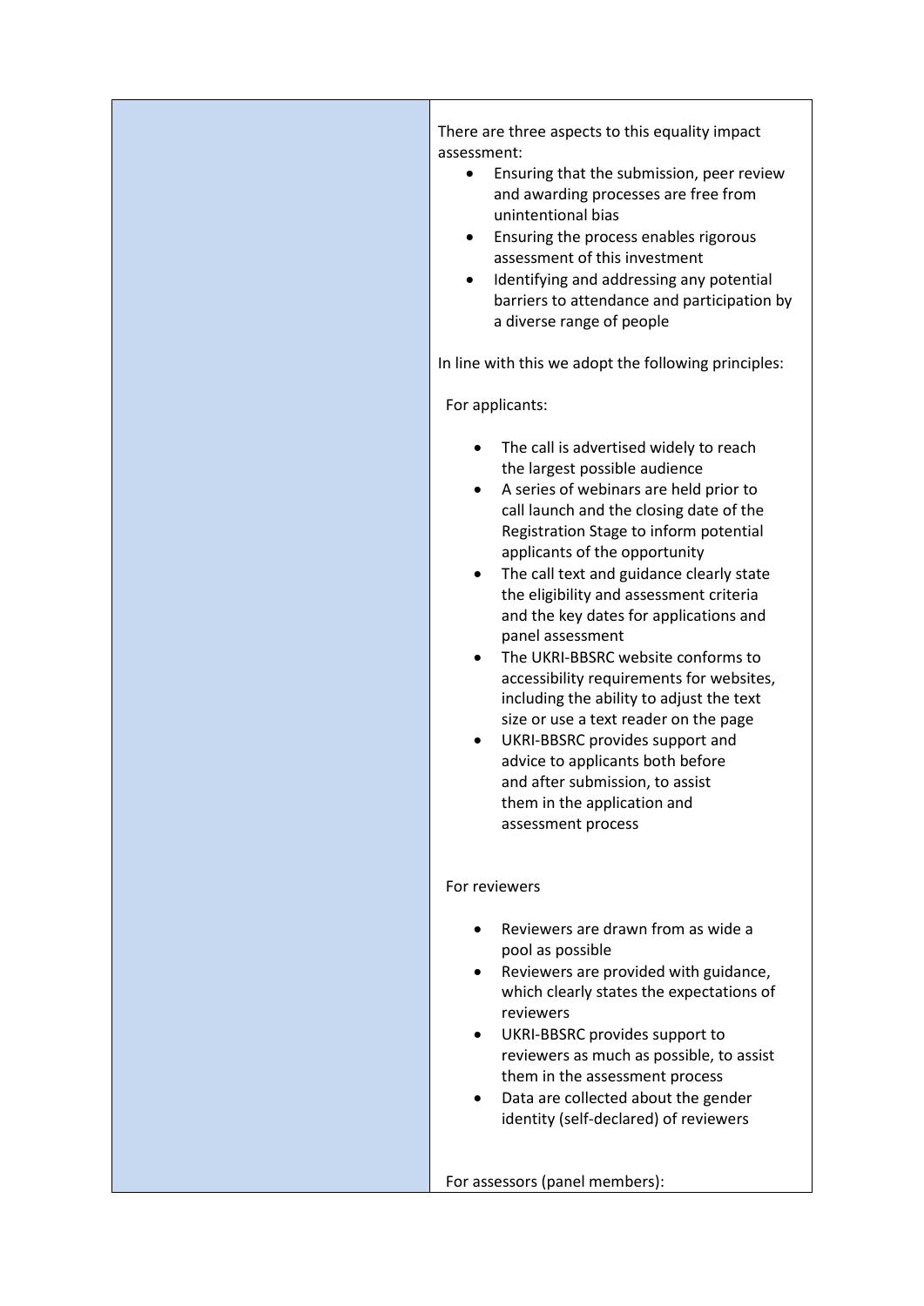| | There are three aspects to this equality impact assessment:<br>• Ensuring that the submission, peer review and awarding processes are free from unintentional bias<br>• Ensuring the process enables rigorous assessment of this investment<br>• Identifying and addressing any potential barriers to attendance and participation by a diverse range of people<br><br>In line with this we adopt the following principles:<br><br>For applicants:<br><br>• The call is advertised widely to reach the largest possible audience<br>• A series of webinars are held prior to call launch and the closing date of the Registration Stage to inform potential applicants of the opportunity<br>• The call text and guidance clearly state the eligibility and assessment criteria and the key dates for applications and panel assessment<br>• The UKRI-BBSRC website conforms to accessibility requirements for websites, including the ability to adjust the text size or use a text reader on the page<br>• UKRI-BBSRC provides support and advice to applicants both before and after submission, to assist them in the application and assessment process<br><br>For reviewers<br><br>• Reviewers are drawn from as wide a pool as possible<br>• Reviewers are provided with guidance, which clearly states the expectations of reviewers<br>• UKRI-BBSRC provides support to reviewers as much as possible, to assist them in the assessment process<br>• Data are collected about the gender identity (self-declared) of reviewers<br><br>For assessors (panel members): |
|---|---|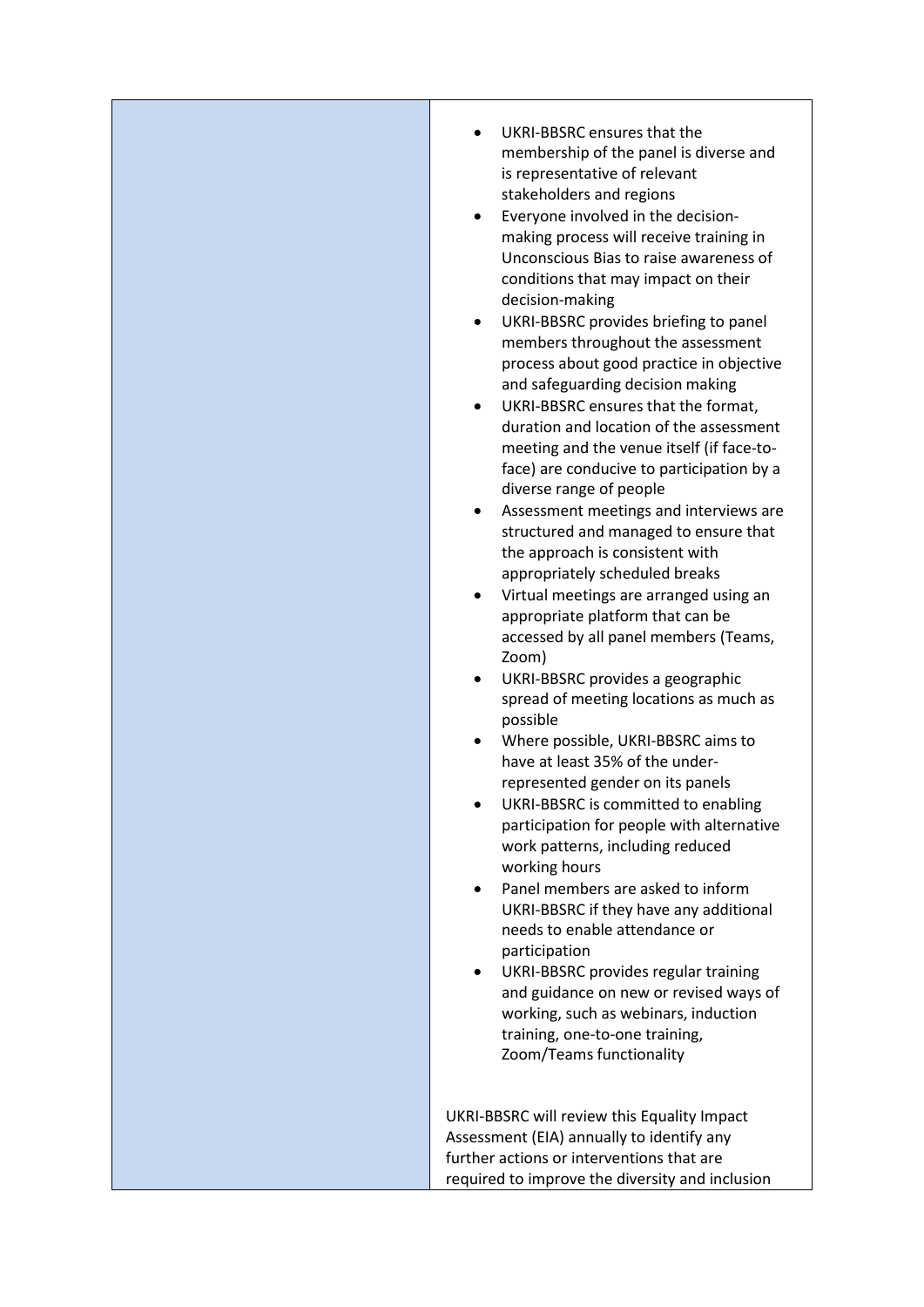| | |
|---|---|
| | <ul><li>UKRI-BBSRC ensures that the membership of the panel is diverse and is representative of relevant stakeholders and regions</li><li>Everyone involved in the decision-making process will receive training in Unconscious Bias to raise awareness of conditions that may impact on their decision-making</li><li>UKRI-BBSRC provides briefing to panel members throughout the assessment process about good practice in objective and safeguarding decision making</li><li>UKRI-BBSRC ensures that the format, duration and location of the assessment meeting and the venue itself (if face-to-face) are conducive to participation by a diverse range of people</li><li>Assessment meetings and interviews are structured and managed to ensure that the approach is consistent with appropriately scheduled breaks</li><li>Virtual meetings are arranged using an appropriate platform that can be accessed by all panel members (Teams, Zoom)</li><li>UKRI-BBSRC provides a geographic spread of meeting locations as much as possible</li><li>Where possible, UKRI-BBSRC aims to have at least 35% of the under-represented gender on its panels</li><li>UKRI-BBSRC is committed to enabling participation for people with alternative work patterns, including reduced working hours</li><li>Panel members are asked to inform UKRI-BBSRC if they have any additional needs to enable attendance or participation</li><li>UKRI-BBSRC provides regular training and guidance on new or revised ways of working, such as webinars, induction training, one-to-one training, Zoom/Teams functionality</li></ul><br>UKRI-BBSRC will review this Equality Impact Assessment (EIA) annually to identify any further actions or interventions that are required to improve the diversity and inclusion |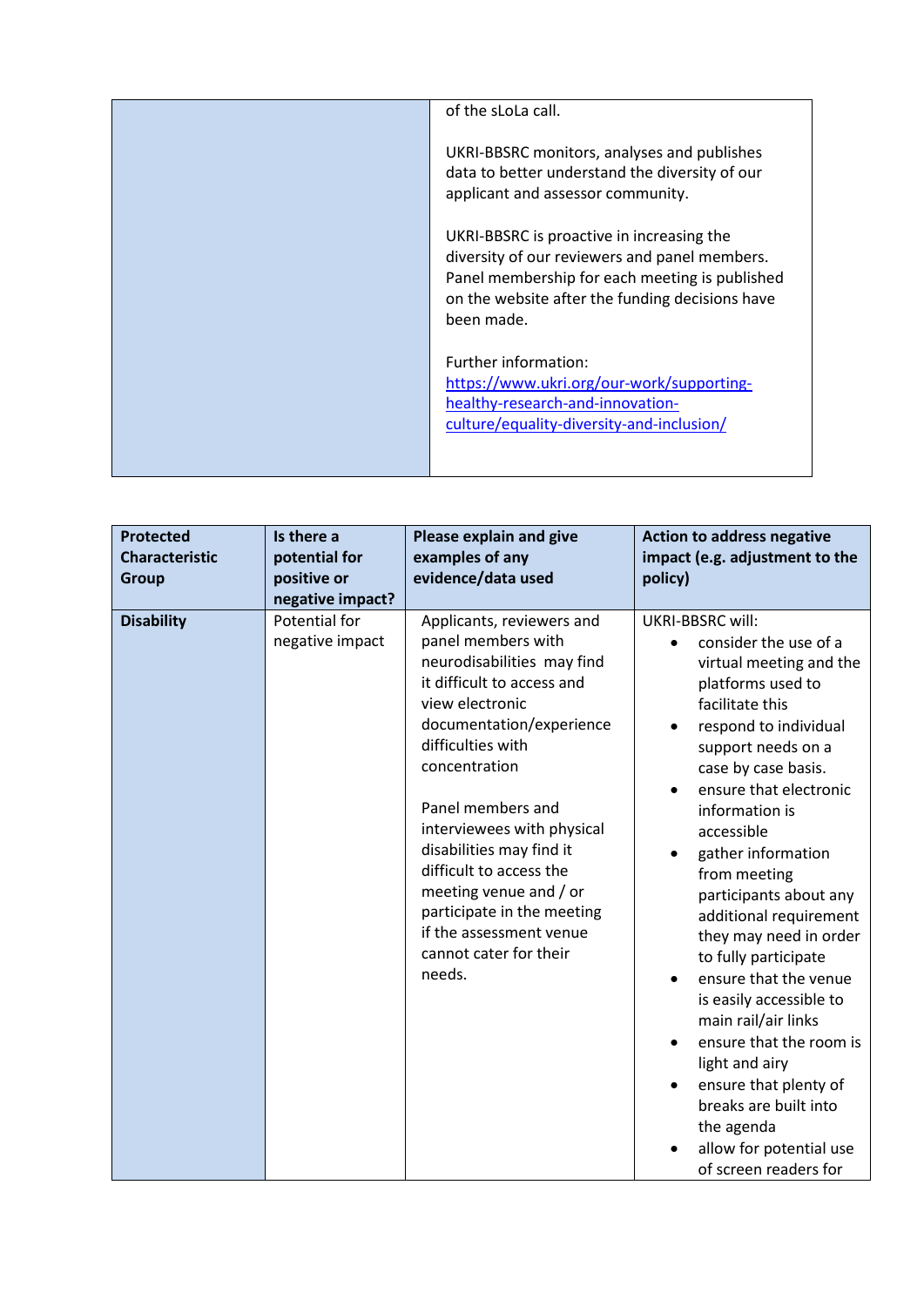| | |
|---|---|
| | of the sLoLa call.<br><br>UKRI-BBSRC monitors, analyses and publishes data to better understand the diversity of our applicant and assessor community.<br><br>UKRI-BBSRC is proactive in increasing the diversity of our reviewers and panel members. Panel membership for each meeting is published on the website after the funding decisions have been made.<br><br>Further information: [https://www.ukri.org/our-work/supporting-healthy-research-and-innovation-culture/equality-diversity-and-inclusion/](https://www.ukri.org/our-work/supporting-healthy-research-and-innovation-culture/equality-diversity-and-inclusion/) |

| Protected Characteristic Group | Is there a potential for positive or negative impact? | Please explain and give examples of any evidence/data used | Action to address negative impact (e.g. adjustment to the policy) |
|---|---|---|---|
| **Disability** | Potential for negative impact | Applicants, reviewers and panel members with neurodisabilities may find it difficult to access and view electronic documentation/experience difficulties with concentration<br><br>Panel members and interviewees with physical disabilities may find it difficult to access the meeting venue and / or participate in the meeting if the assessment venue cannot cater for their needs. | UKRI-BBSRC will:<br>• consider the use of a virtual meeting and the platforms used to facilitate this<br>• respond to individual support needs on a case by case basis.<br>• ensure that electronic information is accessible<br>• gather information from meeting participants about any additional requirement they may need in order to fully participate<br>• ensure that the venue is easily accessible to main rail/air links<br>• ensure that the room is light and airy<br>• ensure that plenty of breaks are built into the agenda<br>• allow for potential use of screen readers for |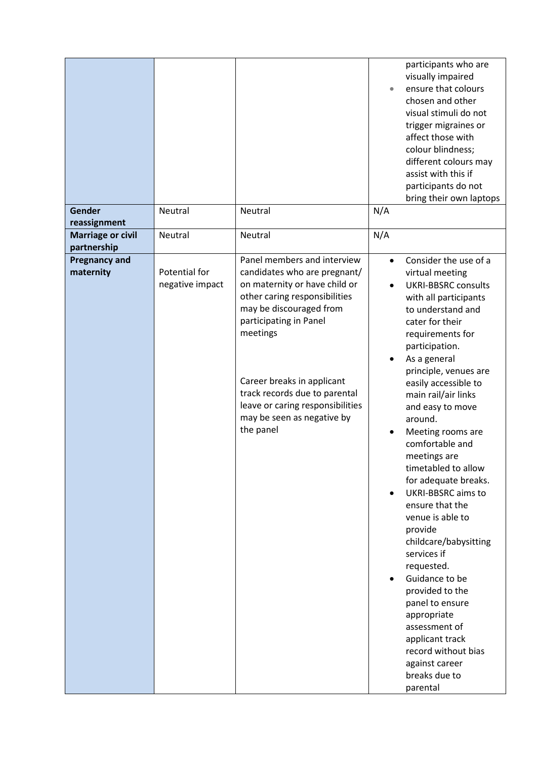| | | | |
|---|---|---|---|
| | | | participants who are visually impaired<br>• ensure that colours chosen and other visual stimuli do not trigger migraines or affect those with colour blindness; different colours may assist with this if participants do not bring their own laptops |
| **Gender reassignment** | Neutral | Neutral | N/A |
| **Marriage or civil partnership** | Neutral | Neutral | N/A |
| **Pregnancy and maternity** | Potential for negative impact | Panel members and interview candidates who are pregnant/ on maternity or have child or other caring responsibilities may be discouraged from participating in Panel meetings<br><br>Career breaks in applicant track records due to parental leave or caring responsibilities may be seen as negative by the panel | • Consider the use of a virtual meeting<br>• UKRI-BBSRC consults with all participants to understand and cater for their requirements for participation.<br>• As a general principle, venues are easily accessible to main rail/air links and easy to move around.<br>• Meeting rooms are comfortable and meetings are timetabled to allow for adequate breaks.<br>• UKRI-BBSRC aims to ensure that the venue is able to provide childcare/babysitting services if requested.<br>• Guidance to be provided to the panel to ensure appropriate assessment of applicant track record without bias against career breaks due to parental |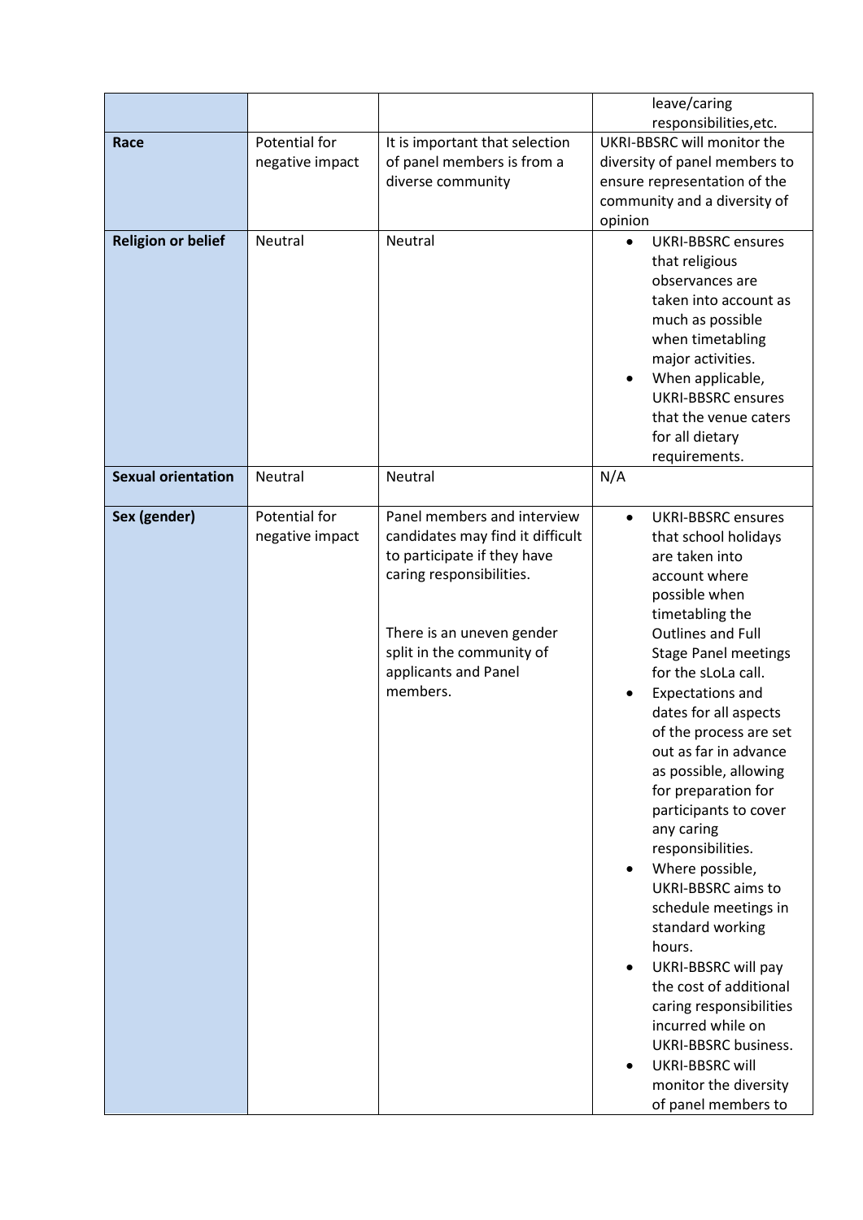| | | | |
|---|---|---|---|
| | | | leave/caring responsibilities,etc. |
| **Race** | Potential for negative impact | It is important that selection of panel members is from a diverse community | UKRI-BBSRC will monitor the diversity of panel members to ensure representation of the community and a diversity of opinion |
| **Religion or belief** | Neutral | Neutral | • UKRI-BBSRC ensures that religious observances are taken into account as much as possible when timetabling major activities.<br>• When applicable, UKRI-BBSRC ensures that the venue caters for all dietary requirements. |
| **Sexual orientation** | Neutral | Neutral | N/A |
| **Sex (gender)** | Potential for negative impact | Panel members and interview candidates may find it difficult to participate if they have caring responsibilities.<br><br>There is an uneven gender split in the community of applicants and Panel members. | • UKRI-BBSRC ensures that school holidays are taken into account where possible when timetabling the Outlines and Full Stage Panel meetings for the sLoLa call.<br>• Expectations and dates for all aspects of the process are set out as far in advance as possible, allowing for preparation for participants to cover any caring responsibilities.<br>• Where possible, UKRI-BBSRC aims to schedule meetings in standard working hours.<br>• UKRI-BBSRC will pay the cost of additional caring responsibilities incurred while on UKRI-BBSRC business.<br>• UKRI-BBSRC will monitor the diversity of panel members to |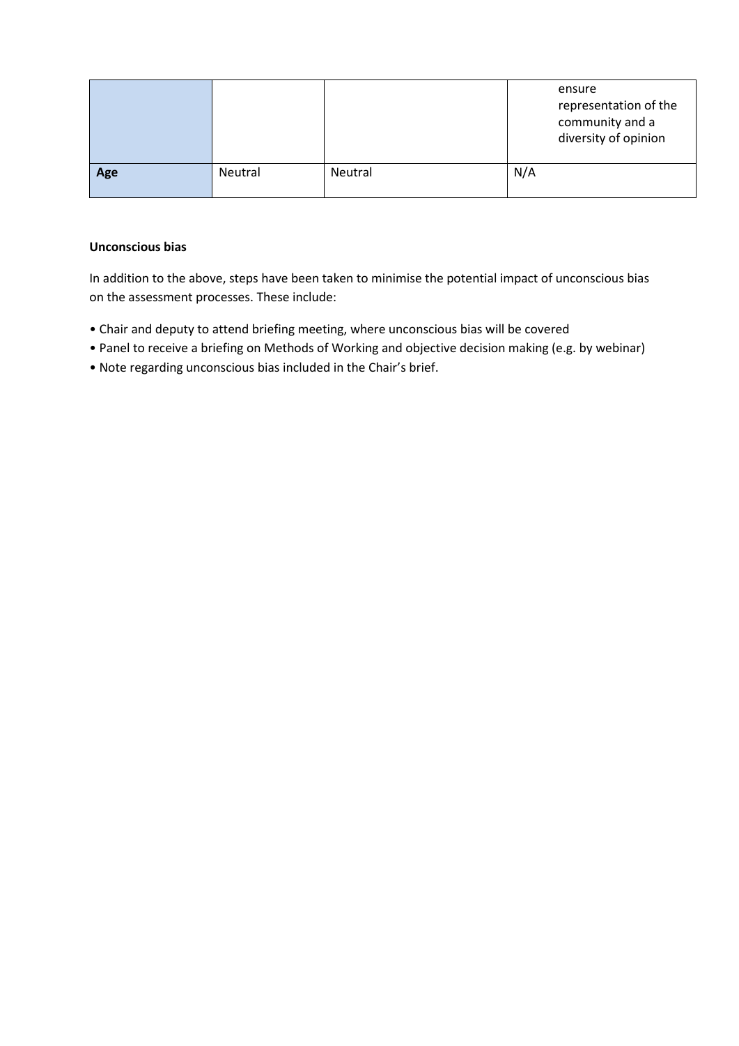| | | | |
|---|---|---|---|
| | | | ensure representation of the community and a diversity of opinion |
| **Age** | Neutral | Neutral | N/A |

**Unconscious bias**

In addition to the above, steps have been taken to minimise the potential impact of unconscious bias on the assessment processes. These include:

- Chair and deputy to attend briefing meeting, where unconscious bias will be covered
- Panel to receive a briefing on Methods of Working and objective decision making (e.g. by webinar)
- Note regarding unconscious bias included in the Chair's brief.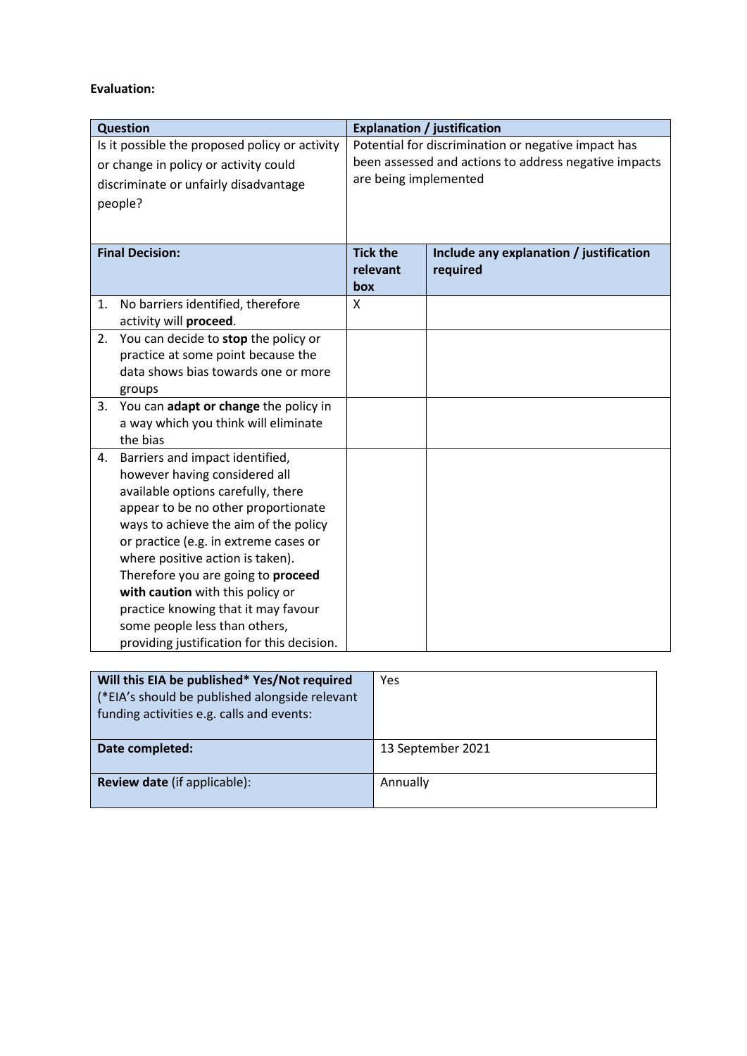**Evaluation:**

| Question | Explanation / justification | |
|---|---|---|
| Is it possible the proposed policy or activity or change in policy or activity could discriminate or unfairly disadvantage people? | Potential for discrimination or negative impact has been assessed and actions to address negative impacts are being implemented | |
| **Final Decision:** | **Tick the relevant box** | **Include any explanation / justification required** |
| 1. No barriers identified, therefore activity will **proceed**. | X | |
| 2. You can decide to **stop** the policy or practice at some point because the data shows bias towards one or more groups | | |
| 3. You can **adapt or change** the policy in a way which you think will eliminate the bias | | |
| 4. Barriers and impact identified, however having considered all available options carefully, there appear to be no other proportionate ways to achieve the aim of the policy or practice (e.g. in extreme cases or where positive action is taken). Therefore you are going to **proceed with caution** with this policy or practice knowing that it may favour some people less than others, providing justification for this decision. | | |

| | |
|---|---|
| **Will this EIA be published\* Yes/Not required** (\*EIA's should be published alongside relevant funding activities e.g. calls and events: | Yes |
| **Date completed:** | 13 September 2021 |
| **Review date** (if applicable): | Annually |